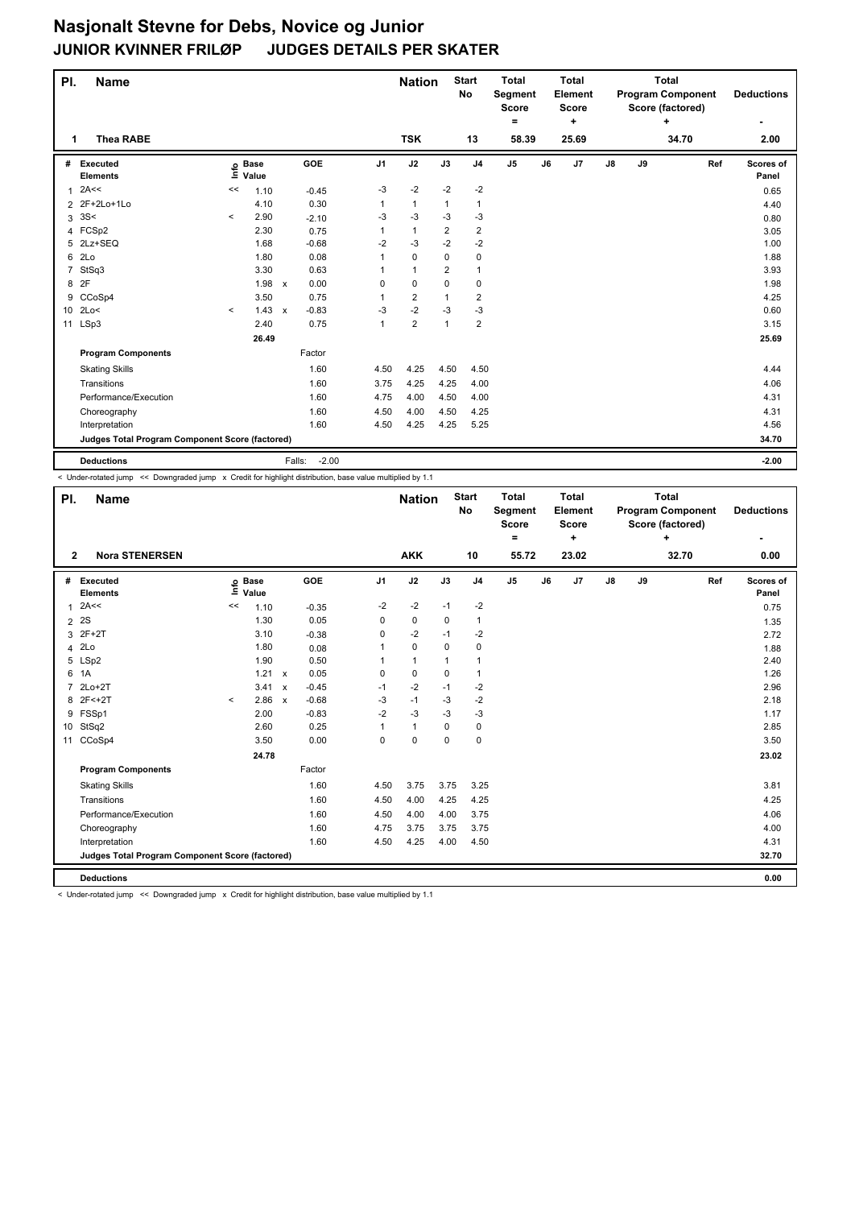# Nasjonalt Stevne for Debs, Novice og Junior

## JUNIOR KVINNER FRILØP JUDGES DETAILS PER SKATER

| Pl. | Name | Nation | Start No | Total Segment Score = | Total Element Score + | Total Program Component Score (factored) + | Deductions - |
|---|---|---|---|---|---|---|---|
| 1 | Thea RABE | TSK | 13 | 58.39 | 25.69 | 34.70 | 2.00 |

| # | Executed Elements | Info | Base Value | | GOE | J1 | J2 | J3 | J4 | J5 | J6 | J7 | J8 | J9 | Ref | Scores of Panel |
|---|---|---|---|---|---|---|---|---|---|---|---|---|---|---|---|---|
| 1 | 2A<< | << | 1.10 | | -0.45 | -3 | -2 | -2 | -2 | | | | | | | 0.65 |
| 2 | 2F+2Lo+1Lo | | 4.10 | | 0.30 | 1 | 1 | 1 | 1 | | | | | | | 4.40 |
| 3 | 3S< | < | 2.90 | | -2.10 | -3 | -3 | -3 | -3 | | | | | | | 0.80 |
| 4 | FCSp2 | | 2.30 | | 0.75 | 1 | 1 | 2 | 2 | | | | | | | 3.05 |
| 5 | 2Lz+SEQ | | 1.68 | | -0.68 | -2 | -3 | -2 | -2 | | | | | | | 1.00 |
| 6 | 2Lo | | 1.80 | | 0.08 | 1 | 0 | 0 | 0 | | | | | | | 1.88 |
| 7 | StSq3 | | 3.30 | | 0.63 | 1 | 1 | 2 | 1 | | | | | | | 3.93 |
| 8 | 2F | | 1.98 | x | 0.00 | 0 | 0 | 0 | 0 | | | | | | | 1.98 |
| 9 | CCoSp4 | | 3.50 | | 0.75 | 1 | 2 | 1 | 2 | | | | | | | 4.25 |
| 10 | 2Lo< | < | 1.43 | x | -0.83 | -3 | -2 | -3 | -3 | | | | | | | 0.60 |
| 11 | LSp3 | | 2.40 | | 0.75 | 1 | 2 | 1 | 2 | | | | | | | 3.15 |
| | | | 26.49 | | | | | | | | | | | | | 25.69 |
| | **Program Components** | | | | Factor | | | | | | | | | | | |
| | Skating Skills | | | | 1.60 | 4.50 | 4.25 | 4.50 | 4.50 | | | | | | | 4.44 |
| | Transitions | | | | 1.60 | 3.75 | 4.25 | 4.25 | 4.00 | | | | | | | 4.06 |
| | Performance/Execution | | | | 1.60 | 4.75 | 4.00 | 4.50 | 4.00 | | | | | | | 4.31 |
| | Choreography | | | | 1.60 | 4.50 | 4.00 | 4.50 | 4.25 | | | | | | | 4.31 |
| | Interpretation | | | | 1.60 | 4.50 | 4.25 | 4.25 | 5.25 | | | | | | | 4.56 |
| | **Judges Total Program Component Score (factored)** | | | | | | | | | | | | | | | 34.70 |
| | **Deductions** | | | | Falls: -2.00 | | | | | | | | | | | -2.00 |

< Under-rotated jump << Downgraded jump x Credit for highlight distribution, base value multiplied by 1.1

| Pl. | Name | Nation | Start No | Total Segment Score = | Total Element Score + | Total Program Component Score (factored) + | Deductions - |
|---|---|---|---|---|---|---|---|
| 2 | Nora STENERSEN | AKK | 10 | 55.72 | 23.02 | 32.70 | 0.00 |

| # | Executed Elements | Info | Base Value | | GOE | J1 | J2 | J3 | J4 | J5 | J6 | J7 | J8 | J9 | Ref | Scores of Panel |
|---|---|---|---|---|---|---|---|---|---|---|---|---|---|---|---|---|
| 1 | 2A<< | << | 1.10 | | -0.35 | -2 | -2 | -1 | -2 | | | | | | | 0.75 |
| 2 | 2S | | 1.30 | | 0.05 | 0 | 0 | 0 | 1 | | | | | | | 1.35 |
| 3 | 2F+2T | | 3.10 | | -0.38 | 0 | -2 | -1 | -2 | | | | | | | 2.72 |
| 4 | 2Lo | | 1.80 | | 0.08 | 1 | 0 | 0 | 0 | | | | | | | 1.88 |
| 5 | LSp2 | | 1.90 | | 0.50 | 1 | 1 | 1 | 1 | | | | | | | 2.40 |
| 6 | 1A | | 1.21 | x | 0.05 | 0 | 0 | 0 | 1 | | | | | | | 1.26 |
| 7 | 2Lo+2T | | 3.41 | x | -0.45 | -1 | -2 | -1 | -2 | | | | | | | 2.96 |
| 8 | 2F<+2T | < | 2.86 | x | -0.68 | -3 | -1 | -3 | -2 | | | | | | | 2.18 |
| 9 | FSSp1 | | 2.00 | | -0.83 | -2 | -3 | -3 | -3 | | | | | | | 1.17 |
| 10 | StSq2 | | 2.60 | | 0.25 | 1 | 1 | 0 | 0 | | | | | | | 2.85 |
| 11 | CCoSp4 | | 3.50 | | 0.00 | 0 | 0 | 0 | 0 | | | | | | | 3.50 |
| | | | 24.78 | | | | | | | | | | | | | 23.02 |
| | **Program Components** | | | | Factor | | | | | | | | | | | |
| | Skating Skills | | | | 1.60 | 4.50 | 3.75 | 3.75 | 3.25 | | | | | | | 3.81 |
| | Transitions | | | | 1.60 | 4.50 | 4.00 | 4.25 | 4.25 | | | | | | | 4.25 |
| | Performance/Execution | | | | 1.60 | 4.50 | 4.00 | 4.00 | 3.75 | | | | | | | 4.06 |
| | Choreography | | | | 1.60 | 4.75 | 3.75 | 3.75 | 3.75 | | | | | | | 4.00 |
| | Interpretation | | | | 1.60 | 4.50 | 4.25 | 4.00 | 4.50 | | | | | | | 4.31 |
| | **Judges Total Program Component Score (factored)** | | | | | | | | | | | | | | | 32.70 |
| | **Deductions** | | | | | | | | | | | | | | | 0.00 |

< Under-rotated jump << Downgraded jump x Credit for highlight distribution, base value multiplied by 1.1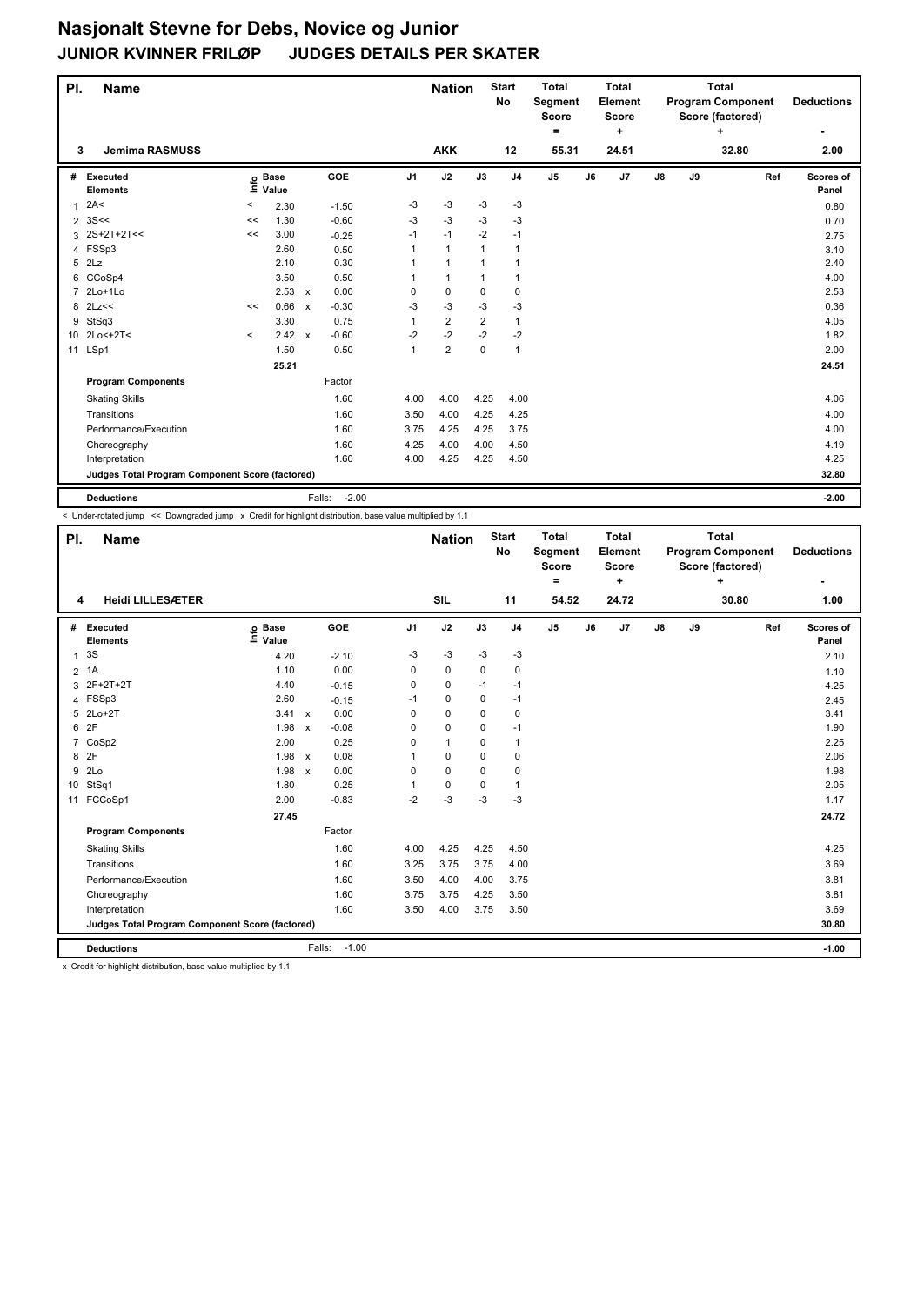# Nasjonalt Stevne for Debs, Novice og Junior

## JUNIOR KVINNER FRILØP JUDGES DETAILS PER SKATER

| Pl. | Name | Nation | Start No | Total Segment Score = | Total Element Score + | Total Program Component Score (factored) + | Deductions - |
|---|---|---|---|---|---|---|---|
| 3 | Jemima RASMUSS | AKK | 12 | 55.31 | 24.51 | 32.80 | 2.00 |

| # | Executed Elements | Info | Base Value | | GOE | J1 | J2 | J3 | J4 | J5 | J6 | J7 | J8 | J9 | Ref | Scores of Panel |
|---|---|---|---|---|---|---|---|---|---|---|---|---|---|---|---|---|
| 1 | 2A< | < | 2.30 | | -1.50 | -3 | -3 | -3 | -3 | | | | | | | 0.80 |
| 2 | 3S<< | << | 1.30 | | -0.60 | -3 | -3 | -3 | -3 | | | | | | | 0.70 |
| 3 | 2S+2T+2T<< | << | 3.00 | | -0.25 | -1 | -1 | -2 | -1 | | | | | | | 2.75 |
| 4 | FSSp3 | | 2.60 | | 0.50 | 1 | 1 | 1 | 1 | | | | | | | 3.10 |
| 5 | 2Lz | | 2.10 | | 0.30 | 1 | 1 | 1 | 1 | | | | | | | 2.40 |
| 6 | CCoSp4 | | 3.50 | | 0.50 | 1 | 1 | 1 | 1 | | | | | | | 4.00 |
| 7 | 2Lo+1Lo | | 2.53 | x | 0.00 | 0 | 0 | 0 | 0 | | | | | | | 2.53 |
| 8 | 2Lz<< | << | 0.66 | x | -0.30 | -3 | -3 | -3 | -3 | | | | | | | 0.36 |
| 9 | StSq3 | | 3.30 | | 0.75 | 1 | 2 | 2 | 1 | | | | | | | 4.05 |
| 10 | 2Lo<+2T< | < | 2.42 | x | -0.60 | -2 | -2 | -2 | -2 | | | | | | | 1.82 |
| 11 | LSp1 | | 1.50 | | 0.50 | 1 | 2 | 0 | 1 | | | | | | | 2.00 |
| | | | 25.21 | | | | | | | | | | | | | 24.51 |

| Program Components | Factor | J1 | J2 | J3 | J4 | J5 | J6 | J7 | J8 | J9 | Ref | Scores of Panel |
|---|---|---|---|---|---|---|---|---|---|---|---|---|
| Skating Skills | 1.60 | 4.00 | 4.00 | 4.25 | 4.00 | | | | | | | 4.06 |
| Transitions | 1.60 | 3.50 | 4.00 | 4.25 | 4.25 | | | | | | | 4.00 |
| Performance/Execution | 1.60 | 3.75 | 4.25 | 4.25 | 3.75 | | | | | | | 4.00 |
| Choreography | 1.60 | 4.25 | 4.00 | 4.00 | 4.50 | | | | | | | 4.19 |
| Interpretation | 1.60 | 4.00 | 4.25 | 4.25 | 4.50 | | | | | | | 4.25 |
| Judges Total Program Component Score (factored) | | | | | | | | | | | | 32.80 |

| Deductions | Falls: | -2.00 | -2.00 |
|---|---|---|---|

< Under-rotated jump << Downgraded jump x Credit for highlight distribution, base value multiplied by 1.1

| Pl. | Name | Nation | Start No | Total Segment Score = | Total Element Score + | Total Program Component Score (factored) + | Deductions - |
|---|---|---|---|---|---|---|---|
| 4 | Heidi LILLESÆTER | SIL | 11 | 54.52 | 24.72 | 30.80 | 1.00 |

| # | Executed Elements | Info | Base Value | | GOE | J1 | J2 | J3 | J4 | J5 | J6 | J7 | J8 | J9 | Ref | Scores of Panel |
|---|---|---|---|---|---|---|---|---|---|---|---|---|---|---|---|---|
| 1 | 3S | | 4.20 | | -2.10 | -3 | -3 | -3 | -3 | | | | | | | 2.10 |
| 2 | 1A | | 1.10 | | 0.00 | 0 | 0 | 0 | 0 | | | | | | | 1.10 |
| 3 | 2F+2T+2T | | 4.40 | | -0.15 | 0 | 0 | -1 | -1 | | | | | | | 4.25 |
| 4 | FSSp3 | | 2.60 | | -0.15 | -1 | 0 | 0 | -1 | | | | | | | 2.45 |
| 5 | 2Lo+2T | | 3.41 | x | 0.00 | 0 | 0 | 0 | 0 | | | | | | | 3.41 |
| 6 | 2F | | 1.98 | x | -0.08 | 0 | 0 | 0 | -1 | | | | | | | 1.90 |
| 7 | CoSp2 | | 2.00 | | 0.25 | 0 | 1 | 0 | 1 | | | | | | | 2.25 |
| 8 | 2F | | 1.98 | x | 0.08 | 1 | 0 | 0 | 0 | | | | | | | 2.06 |
| 9 | 2Lo | | 1.98 | x | 0.00 | 0 | 0 | 0 | 0 | | | | | | | 1.98 |
| 10 | StSq1 | | 1.80 | | 0.25 | 1 | 0 | 0 | 1 | | | | | | | 2.05 |
| 11 | FCCoSp1 | | 2.00 | | -0.83 | -2 | -3 | -3 | -3 | | | | | | | 1.17 |
| | | | 27.45 | | | | | | | | | | | | | 24.72 |

| Program Components | Factor | J1 | J2 | J3 | J4 | J5 | J6 | J7 | J8 | J9 | Ref | Scores of Panel |
|---|---|---|---|---|---|---|---|---|---|---|---|---|
| Skating Skills | 1.60 | 4.00 | 4.25 | 4.25 | 4.50 | | | | | | | 4.25 |
| Transitions | 1.60 | 3.25 | 3.75 | 3.75 | 4.00 | | | | | | | 3.69 |
| Performance/Execution | 1.60 | 3.50 | 4.00 | 4.00 | 3.75 | | | | | | | 3.81 |
| Choreography | 1.60 | 3.75 | 3.75 | 4.25 | 3.50 | | | | | | | 3.81 |
| Interpretation | 1.60 | 3.50 | 4.00 | 3.75 | 3.50 | | | | | | | 3.69 |
| Judges Total Program Component Score (factored) | | | | | | | | | | | | 30.80 |

| Deductions | Falls: | -1.00 | -1.00 |
|---|---|---|---|

x Credit for highlight distribution, base value multiplied by 1.1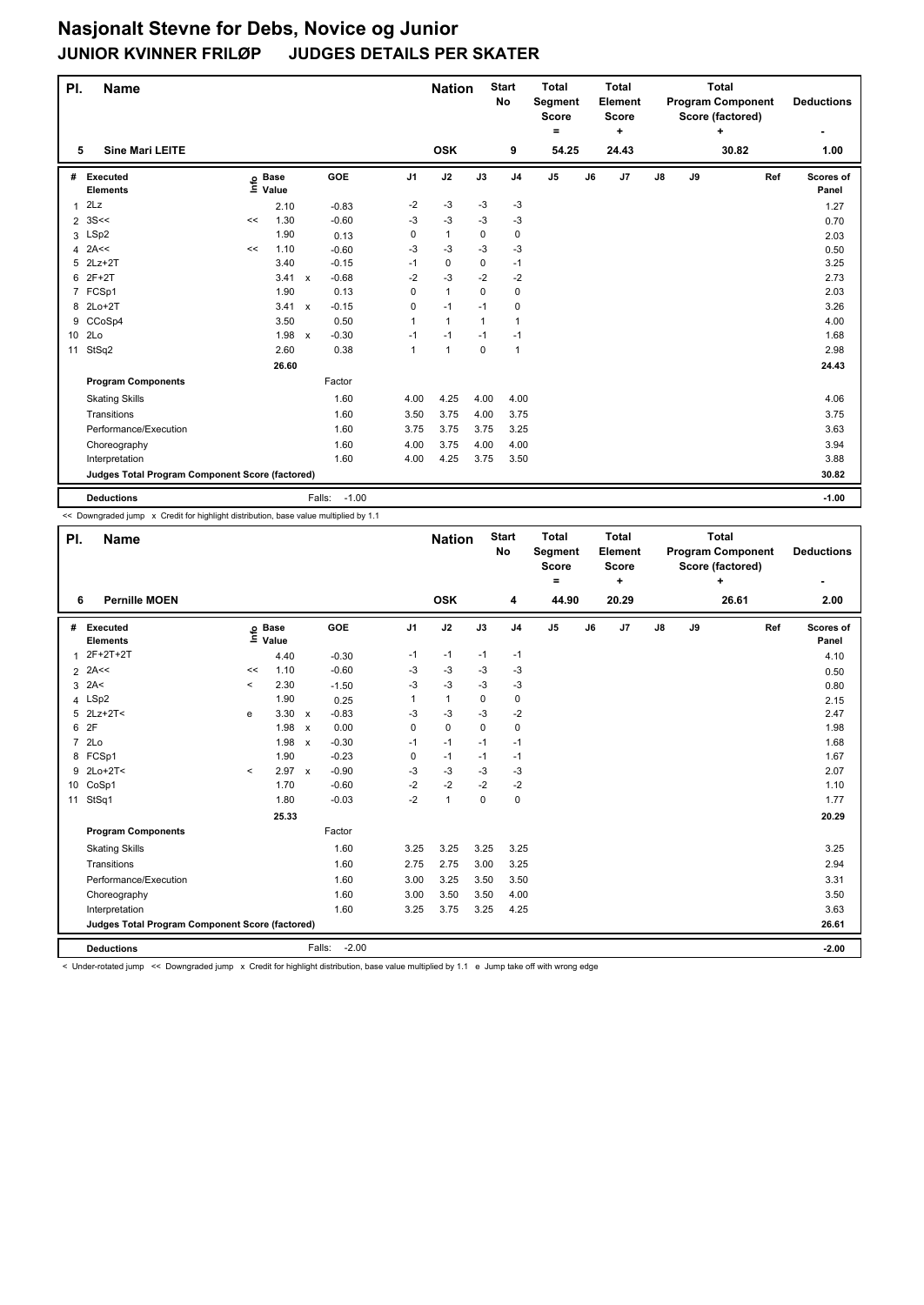# Nasjonalt Stevne for Debs, Novice og Junior

## JUNIOR KVINNER FRILØP JUDGES DETAILS PER SKATER

| Pl. | Name | Nation | Start No | Total Segment Score = | Total Element Score + | Total Program Component Score (factored) + | Deductions - |
|---|---|---|---|---|---|---|---|
| 5 | Sine Mari LEITE | OSK | 9 | 54.25 | 24.43 | 30.82 | 1.00 |

| # | Executed Elements | Info | Base Value | | GOE | J1 | J2 | J3 | J4 | J5 | J6 | J7 | J8 | J9 | Ref | Scores of Panel |
|---|---|---|---|---|---|---|---|---|---|---|---|---|---|---|---|---|
| 1 | 2Lz | | 2.10 | | -0.83 | -2 | -3 | -3 | -3 | | | | | | | 1.27 |
| 2 | 3S<< | << | 1.30 | | -0.60 | -3 | -3 | -3 | -3 | | | | | | | 0.70 |
| 3 | LSp2 | | 1.90 | | 0.13 | 0 | 1 | 0 | 0 | | | | | | | 2.03 |
| 4 | 2A<< | << | 1.10 | | -0.60 | -3 | -3 | -3 | -3 | | | | | | | 0.50 |
| 5 | 2Lz+2T | | 3.40 | | -0.15 | -1 | 0 | 0 | -1 | | | | | | | 3.25 |
| 6 | 2F+2T | | 3.41 | x | -0.68 | -2 | -3 | -2 | -2 | | | | | | | 2.73 |
| 7 | FCSp1 | | 1.90 | | 0.13 | 0 | 1 | 0 | 0 | | | | | | | 2.03 |
| 8 | 2Lo+2T | | 3.41 | x | -0.15 | 0 | -1 | -1 | 0 | | | | | | | 3.26 |
| 9 | CCoSp4 | | 3.50 | | 0.50 | 1 | 1 | 1 | 1 | | | | | | | 4.00 |
| 10 | 2Lo | | 1.98 | x | -0.30 | -1 | -1 | -1 | -1 | | | | | | | 1.68 |
| 11 | StSq2 | | 2.60 | | 0.38 | 1 | 1 | 0 | 1 | | | | | | | 2.98 |
| | | | 26.60 | | | | | | | | | | | | | 24.43 |
| | **Program Components** | | | | Factor | | | | | | | | | | | |
| | Skating Skills | | | | 1.60 | 4.00 | 4.25 | 4.00 | 4.00 | | | | | | | 4.06 |
| | Transitions | | | | 1.60 | 3.50 | 3.75 | 4.00 | 3.75 | | | | | | | 3.75 |
| | Performance/Execution | | | | 1.60 | 3.75 | 3.75 | 3.75 | 3.25 | | | | | | | 3.63 |
| | Choreography | | | | 1.60 | 4.00 | 3.75 | 4.00 | 4.00 | | | | | | | 3.94 |
| | Interpretation | | | | 1.60 | 4.00 | 4.25 | 3.75 | 3.50 | | | | | | | 3.88 |
| | **Judges Total Program Component Score (factored)** | | | | | | | | | | | | | | | 30.82 |
| | **Deductions** | | | | Falls: -1.00 | | | | | | | | | | | -1.00 |

<< Downgraded jump x Credit for highlight distribution, base value multiplied by 1.1

| Pl. | Name | Nation | Start No | Total Segment Score = | Total Element Score + | Total Program Component Score (factored) + | Deductions - |
|---|---|---|---|---|---|---|---|
| 6 | Pernille MOEN | OSK | 4 | 44.90 | 20.29 | 26.61 | 2.00 |

| # | Executed Elements | Info | Base Value | | GOE | J1 | J2 | J3 | J4 | J5 | J6 | J7 | J8 | J9 | Ref | Scores of Panel |
|---|---|---|---|---|---|---|---|---|---|---|---|---|---|---|---|---|
| 1 | 2F+2T+2T | | 4.40 | | -0.30 | -1 | -1 | -1 | -1 | | | | | | | 4.10 |
| 2 | 2A<< | << | 1.10 | | -0.60 | -3 | -3 | -3 | -3 | | | | | | | 0.50 |
| 3 | 2A< | < | 2.30 | | -1.50 | -3 | -3 | -3 | -3 | | | | | | | 0.80 |
| 4 | LSp2 | | 1.90 | | 0.25 | 1 | 1 | 0 | 0 | | | | | | | 2.15 |
| 5 | 2Lz+2T< | e | 3.30 | x | -0.83 | -3 | -3 | -3 | -2 | | | | | | | 2.47 |
| 6 | 2F | | 1.98 | x | 0.00 | 0 | 0 | 0 | 0 | | | | | | | 1.98 |
| 7 | 2Lo | | 1.98 | x | -0.30 | -1 | -1 | -1 | -1 | | | | | | | 1.68 |
| 8 | FCSp1 | | 1.90 | | -0.23 | 0 | -1 | -1 | -1 | | | | | | | 1.67 |
| 9 | 2Lo+2T< | < | 2.97 | x | -0.90 | -3 | -3 | -3 | -3 | | | | | | | 2.07 |
| 10 | CoSp1 | | 1.70 | | -0.60 | -2 | -2 | -2 | -2 | | | | | | | 1.10 |
| 11 | StSq1 | | 1.80 | | -0.03 | -2 | 1 | 0 | 0 | | | | | | | 1.77 |
| | | | 25.33 | | | | | | | | | | | | | 20.29 |
| | **Program Components** | | | | Factor | | | | | | | | | | | |
| | Skating Skills | | | | 1.60 | 3.25 | 3.25 | 3.25 | 3.25 | | | | | | | 3.25 |
| | Transitions | | | | 1.60 | 2.75 | 2.75 | 3.00 | 3.25 | | | | | | | 2.94 |
| | Performance/Execution | | | | 1.60 | 3.00 | 3.25 | 3.50 | 3.50 | | | | | | | 3.31 |
| | Choreography | | | | 1.60 | 3.00 | 3.50 | 3.50 | 4.00 | | | | | | | 3.50 |
| | Interpretation | | | | 1.60 | 3.25 | 3.75 | 3.25 | 4.25 | | | | | | | 3.63 |
| | **Judges Total Program Component Score (factored)** | | | | | | | | | | | | | | | 26.61 |
| | **Deductions** | | | | Falls: -2.00 | | | | | | | | | | | -2.00 |

< Under-rotated jump << Downgraded jump x Credit for highlight distribution, base value multiplied by 1.1 e Jump take off with wrong edge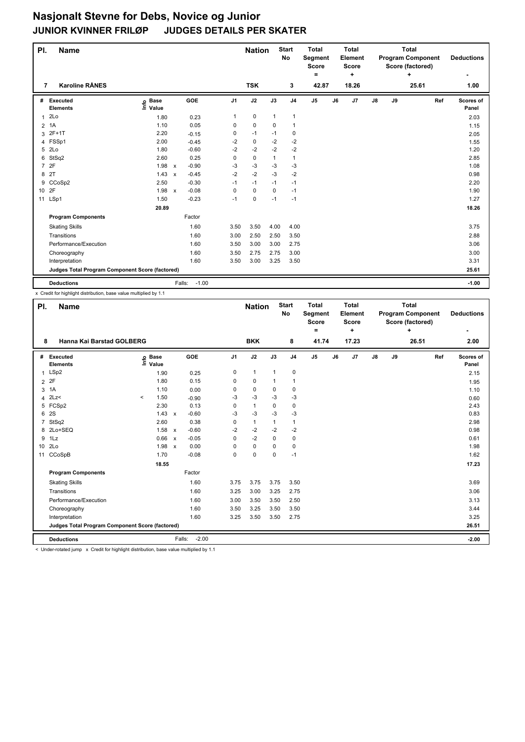# Nasjonalt Stevne for Debs, Novice og Junior

## JUNIOR KVINNER FRILØP JUDGES DETAILS PER SKATER

| Pl. | Name | Nation | Start No | Total Segment Score = | Total Element Score + | Total Program Component Score (factored) + | Deductions - |
|---|---|---|---|---|---|---|---|
| 7 | Karoline RÅNES | TSK | 3 | 42.87 | 18.26 | 25.61 | 1.00 |

| # | Executed Elements | Info | Base Value | | GOE | J1 | J2 | J3 | J4 | J5 | J6 | J7 | J8 | J9 | Ref | Scores of Panel |
|---|---|---|---|---|---|---|---|---|---|---|---|---|---|---|---|---|
| 1 | 2Lo | | 1.80 | | 0.23 | 1 | 0 | 1 | 1 | | | | | | | 2.03 |
| 2 | 1A | | 1.10 | | 0.05 | 0 | 0 | 0 | 1 | | | | | | | 1.15 |
| 3 | 2F+1T | | 2.20 | | -0.15 | 0 | -1 | -1 | 0 | | | | | | | 2.05 |
| 4 | FSSp1 | | 2.00 | | -0.45 | -2 | 0 | -2 | -2 | | | | | | | 1.55 |
| 5 | 2Lo | | 1.80 | | -0.60 | -2 | -2 | -2 | -2 | | | | | | | 1.20 |
| 6 | StSq2 | | 2.60 | | 0.25 | 0 | 0 | 1 | 1 | | | | | | | 2.85 |
| 7 | 2F | | 1.98 | x | -0.90 | -3 | -3 | -3 | -3 | | | | | | | 1.08 |
| 8 | 2T | | 1.43 | x | -0.45 | -2 | -2 | -3 | -2 | | | | | | | 0.98 |
| 9 | CCoSp2 | | 2.50 | | -0.30 | -1 | -1 | -1 | -1 | | | | | | | 2.20 |
| 10 | 2F | | 1.98 | x | -0.08 | 0 | 0 | 0 | -1 | | | | | | | 1.90 |
| 11 | LSp1 | | 1.50 | | -0.23 | -1 | 0 | -1 | -1 | | | | | | | 1.27 |
| | | | 20.89 | | | | | | | | | | | | | 18.26 |
| | **Program Components** | | | | Factor | | | | | | | | | | | |
| | Skating Skills | | | | 1.60 | 3.50 | 3.50 | 4.00 | 4.00 | | | | | | | 3.75 |
| | Transitions | | | | 1.60 | 3.00 | 2.50 | 2.50 | 3.50 | | | | | | | 2.88 |
| | Performance/Execution | | | | 1.60 | 3.50 | 3.00 | 3.00 | 2.75 | | | | | | | 3.06 |
| | Choreography | | | | 1.60 | 3.50 | 2.75 | 2.75 | 3.00 | | | | | | | 3.00 |
| | Interpretation | | | | 1.60 | 3.50 | 3.00 | 3.25 | 3.50 | | | | | | | 3.31 |
| | **Judges Total Program Component Score (factored)** | | | | | | | | | | | | | | | 25.61 |
| | **Deductions** | | | | Falls: -1.00 | | | | | | | | | | | -1.00 |

x Credit for highlight distribution, base value multiplied by 1.1

| Pl. | Name | Nation | Start No | Total Segment Score = | Total Element Score + | Total Program Component Score (factored) + | Deductions - |
|---|---|---|---|---|---|---|---|
| 8 | Hanna Kai Barstad GOLBERG | BKK | 8 | 41.74 | 17.23 | 26.51 | 2.00 |

| # | Executed Elements | Info | Base Value | | GOE | J1 | J2 | J3 | J4 | J5 | J6 | J7 | J8 | J9 | Ref | Scores of Panel |
|---|---|---|---|---|---|---|---|---|---|---|---|---|---|---|---|---|
| 1 | LSp2 | | 1.90 | | 0.25 | 0 | 1 | 1 | 0 | | | | | | | 2.15 |
| 2 | 2F | | 1.80 | | 0.15 | 0 | 0 | 1 | 1 | | | | | | | 1.95 |
| 3 | 1A | | 1.10 | | 0.00 | 0 | 0 | 0 | 0 | | | | | | | 1.10 |
| 4 | 2Lz< | < | 1.50 | | -0.90 | -3 | -3 | -3 | -3 | | | | | | | 0.60 |
| 5 | FCSp2 | | 2.30 | | 0.13 | 0 | 1 | 0 | 0 | | | | | | | 2.43 |
| 6 | 2S | | 1.43 | x | -0.60 | -3 | -3 | -3 | -3 | | | | | | | 0.83 |
| 7 | StSq2 | | 2.60 | | 0.38 | 0 | 1 | 1 | 1 | | | | | | | 2.98 |
| 8 | 2Lo+SEQ | | 1.58 | x | -0.60 | -2 | -2 | -2 | -2 | | | | | | | 0.98 |
| 9 | 1Lz | | 0.66 | x | -0.05 | 0 | -2 | 0 | 0 | | | | | | | 0.61 |
| 10 | 2Lo | | 1.98 | x | 0.00 | 0 | 0 | 0 | 0 | | | | | | | 1.98 |
| 11 | CCoSpB | | 1.70 | | -0.08 | 0 | 0 | 0 | -1 | | | | | | | 1.62 |
| | | | 18.55 | | | | | | | | | | | | | 17.23 |
| | **Program Components** | | | | Factor | | | | | | | | | | | |
| | Skating Skills | | | | 1.60 | 3.75 | 3.75 | 3.75 | 3.50 | | | | | | | 3.69 |
| | Transitions | | | | 1.60 | 3.25 | 3.00 | 3.25 | 2.75 | | | | | | | 3.06 |
| | Performance/Execution | | | | 1.60 | 3.00 | 3.50 | 3.50 | 2.50 | | | | | | | 3.13 |
| | Choreography | | | | 1.60 | 3.50 | 3.25 | 3.50 | 3.50 | | | | | | | 3.44 |
| | Interpretation | | | | 1.60 | 3.25 | 3.50 | 3.50 | 2.75 | | | | | | | 3.25 |
| | **Judges Total Program Component Score (factored)** | | | | | | | | | | | | | | | 26.51 |
| | **Deductions** | | | | Falls: -2.00 | | | | | | | | | | | -2.00 |

< Under-rotated jump x Credit for highlight distribution, base value multiplied by 1.1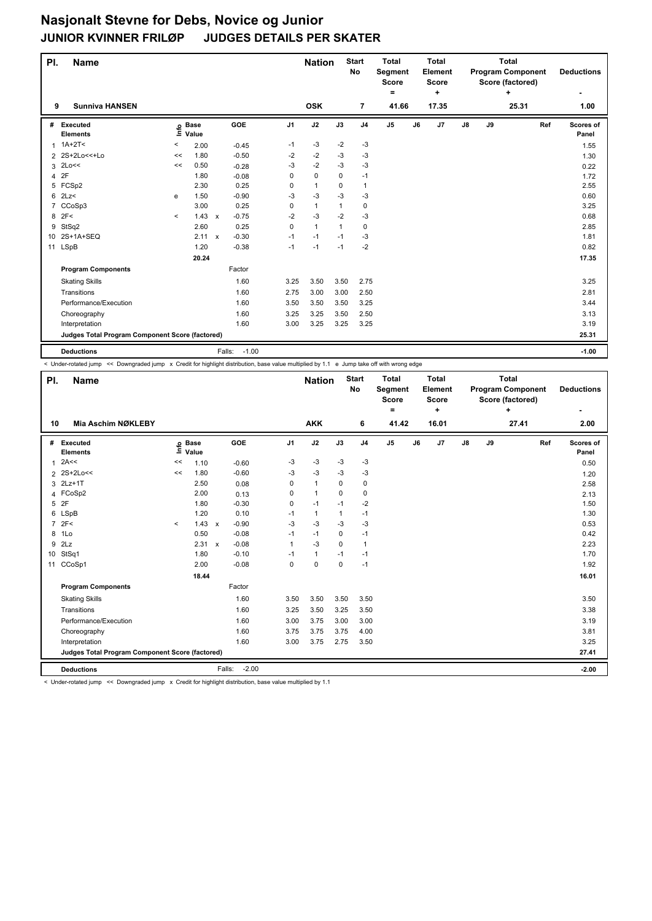# Nasjonalt Stevne for Debs, Novice og Junior

## JUNIOR KVINNER FRILØP JUDGES DETAILS PER SKATER

| Pl. | Name | Nation | Start No | Total Segment Score = | Total Element Score + | Total Program Component Score (factored) + | Deductions - |
|---|---|---|---|---|---|---|---|
| 9 | Sunniva HANSEN | OSK | 7 | 41.66 | 17.35 | 25.31 | 1.00 |

| # | Executed Elements | Info | Base Value | | GOE | J1 | J2 | J3 | J4 | J5 | J6 | J7 | J8 | J9 | Ref | Scores of Panel |
|---|---|---|---|---|---|---|---|---|---|---|---|---|---|---|---|---|
| 1 | 1A+2T< | < | 2.00 | | -0.45 | -1 | -3 | -2 | -3 | | | | | | | 1.55 |
| 2 | 2S+2Lo<<+Lo | << | 1.80 | | -0.50 | -2 | -2 | -3 | -3 | | | | | | | 1.30 |
| 3 | 2Lo<< | << | 0.50 | | -0.28 | -3 | -2 | -3 | -3 | | | | | | | 0.22 |
| 4 | 2F | | 1.80 | | -0.08 | 0 | 0 | 0 | -1 | | | | | | | 1.72 |
| 5 | FCSp2 | | 2.30 | | 0.25 | 0 | 1 | 0 | 1 | | | | | | | 2.55 |
| 6 | 2Lz< | e | 1.50 | | -0.90 | -3 | -3 | -3 | -3 | | | | | | | 0.60 |
| 7 | CCoSp3 | | 3.00 | | 0.25 | 0 | 1 | 1 | 0 | | | | | | | 3.25 |
| 8 | 2F< | < | 1.43 | x | -0.75 | -2 | -3 | -2 | -3 | | | | | | | 0.68 |
| 9 | StSq2 | | 2.60 | | 0.25 | 0 | 1 | 1 | 0 | | | | | | | 2.85 |
| 10 | 2S+1A+SEQ | | 2.11 | x | -0.30 | -1 | -1 | -1 | -3 | | | | | | | 1.81 |
| 11 | LSpB | | 1.20 | | -0.38 | -1 | -1 | -1 | -2 | | | | | | | 0.82 |
| | | | 20.24 | | | | | | | | | | | | | 17.35 |
| | **Program Components** | | | | Factor | | | | | | | | | | | |
| | Skating Skills | | | | 1.60 | 3.25 | 3.50 | 3.50 | 2.75 | | | | | | | 3.25 |
| | Transitions | | | | 1.60 | 2.75 | 3.00 | 3.00 | 2.50 | | | | | | | 2.81 |
| | Performance/Execution | | | | 1.60 | 3.50 | 3.50 | 3.50 | 3.25 | | | | | | | 3.44 |
| | Choreography | | | | 1.60 | 3.25 | 3.25 | 3.50 | 2.50 | | | | | | | 3.13 |
| | Interpretation | | | | 1.60 | 3.00 | 3.25 | 3.25 | 3.25 | | | | | | | 3.19 |
| | **Judges Total Program Component Score (factored)** | | | | | | | | | | | | | | | 25.31 |
| | **Deductions** | | | Falls: | -1.00 | | | | | | | | | | | -1.00 |

< Under-rotated jump << Downgraded jump x Credit for highlight distribution, base value multiplied by 1.1 e Jump take off with wrong edge

| Pl. | Name | Nation | Start No | Total Segment Score = | Total Element Score + | Total Program Component Score (factored) + | Deductions - |
|---|---|---|---|---|---|---|---|
| 10 | Mia Aschim NØKLEBY | AKK | 6 | 41.42 | 16.01 | 27.41 | 2.00 |

| # | Executed Elements | Info | Base Value | | GOE | J1 | J2 | J3 | J4 | J5 | J6 | J7 | J8 | J9 | Ref | Scores of Panel |
|---|---|---|---|---|---|---|---|---|---|---|---|---|---|---|---|---|
| 1 | 2A<< | << | 1.10 | | -0.60 | -3 | -3 | -3 | -3 | | | | | | | 0.50 |
| 2 | 2S+2Lo<< | << | 1.80 | | -0.60 | -3 | -3 | -3 | -3 | | | | | | | 1.20 |
| 3 | 2Lz+1T | | 2.50 | | 0.08 | 0 | 1 | 0 | 0 | | | | | | | 2.58 |
| 4 | FCoSp2 | | 2.00 | | 0.13 | 0 | 1 | 0 | 0 | | | | | | | 2.13 |
| 5 | 2F | | 1.80 | | -0.30 | 0 | -1 | -1 | -2 | | | | | | | 1.50 |
| 6 | LSpB | | 1.20 | | 0.10 | -1 | 1 | 1 | -1 | | | | | | | 1.30 |
| 7 | 2F< | < | 1.43 | x | -0.90 | -3 | -3 | -3 | -3 | | | | | | | 0.53 |
| 8 | 1Lo | | 0.50 | | -0.08 | -1 | -1 | 0 | -1 | | | | | | | 0.42 |
| 9 | 2Lz | | 2.31 | x | -0.08 | 1 | -3 | 0 | 1 | | | | | | | 2.23 |
| 10 | StSq1 | | 1.80 | | -0.10 | -1 | 1 | -1 | -1 | | | | | | | 1.70 |
| 11 | CCoSp1 | | 2.00 | | -0.08 | 0 | 0 | 0 | -1 | | | | | | | 1.92 |
| | | | 18.44 | | | | | | | | | | | | | 16.01 |
| | **Program Components** | | | | Factor | | | | | | | | | | | |
| | Skating Skills | | | | 1.60 | 3.50 | 3.50 | 3.50 | 3.50 | | | | | | | 3.50 |
| | Transitions | | | | 1.60 | 3.25 | 3.50 | 3.25 | 3.50 | | | | | | | 3.38 |
| | Performance/Execution | | | | 1.60 | 3.00 | 3.75 | 3.00 | 3.00 | | | | | | | 3.19 |
| | Choreography | | | | 1.60 | 3.75 | 3.75 | 3.75 | 4.00 | | | | | | | 3.81 |
| | Interpretation | | | | 1.60 | 3.00 | 3.75 | 2.75 | 3.50 | | | | | | | 3.25 |
| | **Judges Total Program Component Score (factored)** | | | | | | | | | | | | | | | 27.41 |
| | **Deductions** | | | Falls: | -2.00 | | | | | | | | | | | -2.00 |

< Under-rotated jump << Downgraded jump x Credit for highlight distribution, base value multiplied by 1.1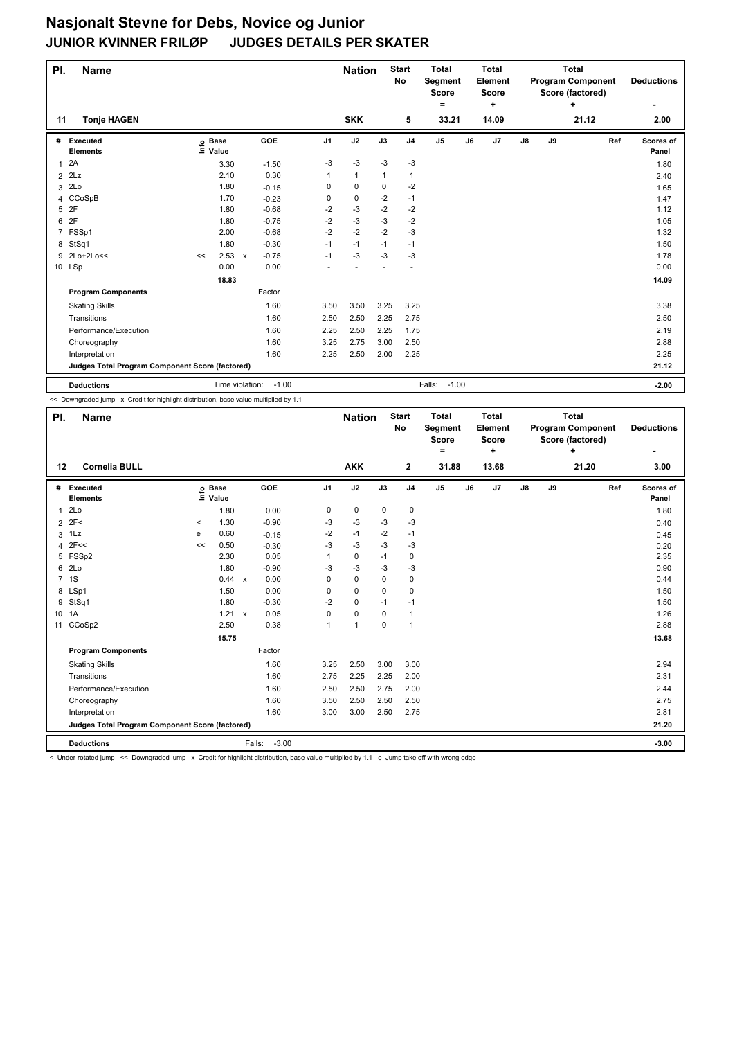# Nasjonalt Stevne for Debs, Novice og Junior

## JUNIOR KVINNER FRILØP   JUDGES DETAILS PER SKATER

| Pl. | Name | Nation | Start No | Total Segment Score = | Total Element Score + | Total Program Component Score (factored) + | Deductions - |
|---|---|---|---|---|---|---|---|
| 11 | Tonje HAGEN | SKK | 5 | 33.21 | 14.09 | 21.12 | 2.00 |

| # | Executed Elements | Info | Base Value | | GOE | J1 | J2 | J3 | J4 | J5 | J6 | J7 | J8 | J9 | Ref | Scores of Panel |
|---|---|---|---|---|---|---|---|---|---|---|---|---|---|---|---|---|
| 1 | 2A | | 3.30 | | -1.50 | -3 | -3 | -3 | -3 | | | | | | | 1.80 |
| 2 | 2Lz | | 2.10 | | 0.30 | 1 | 1 | 1 | 1 | | | | | | | 2.40 |
| 3 | 2Lo | | 1.80 | | -0.15 | 0 | 0 | 0 | -2 | | | | | | | 1.65 |
| 4 | CCoSpB | | 1.70 | | -0.23 | 0 | 0 | -2 | -1 | | | | | | | 1.47 |
| 5 | 2F | | 1.80 | | -0.68 | -2 | -3 | -2 | -2 | | | | | | | 1.12 |
| 6 | 2F | | 1.80 | | -0.75 | -2 | -3 | -3 | -2 | | | | | | | 1.05 |
| 7 | FSSp1 | | 2.00 | | -0.68 | -2 | -2 | -2 | -3 | | | | | | | 1.32 |
| 8 | StSq1 | | 1.80 | | -0.30 | -1 | -1 | -1 | -1 | | | | | | | 1.50 |
| 9 | 2Lo+2Lo<< | << | 2.53 | x | -0.75 | -1 | -3 | -3 | -3 | | | | | | | 1.78 |
| 10 | LSp | | 0.00 | | 0.00 | - | - | - | - | | | | | | | 0.00 |
| | | | 18.83 | | | | | | | | | | | | | 14.09 |

| Program Components | Factor | J1 | J2 | J3 | J4 | J5 | J6 | J7 | J8 | J9 | Scores of Panel |
|---|---|---|---|---|---|---|---|---|---|---|---|
| Skating Skills | 1.60 | 3.50 | 3.50 | 3.25 | 3.25 | | | | | | 3.38 |
| Transitions | 1.60 | 2.50 | 2.50 | 2.25 | 2.75 | | | | | | 2.50 |
| Performance/Execution | 1.60 | 2.25 | 2.50 | 2.25 | 1.75 | | | | | | 2.19 |
| Choreography | 1.60 | 3.25 | 2.75 | 3.00 | 2.50 | | | | | | 2.88 |
| Interpretation | 1.60 | 2.25 | 2.50 | 2.00 | 2.25 | | | | | | 2.25 |
| Judges Total Program Component Score (factored) | | | | | | | | | | | 21.12 |

| Deductions | Time violation: -1.00 | Falls: -1.00 | -2.00 |
|---|---|---|---|

<< Downgraded jump x Credit for highlight distribution, base value multiplied by 1.1

| Pl. | Name | Nation | Start No | Total Segment Score = | Total Element Score + | Total Program Component Score (factored) + | Deductions - |
|---|---|---|---|---|---|---|---|
| 12 | Cornelia BULL | AKK | 2 | 31.88 | 13.68 | 21.20 | 3.00 |

| # | Executed Elements | Info | Base Value | | GOE | J1 | J2 | J3 | J4 | J5 | J6 | J7 | J8 | J9 | Ref | Scores of Panel |
|---|---|---|---|---|---|---|---|---|---|---|---|---|---|---|---|---|
| 1 | 2Lo | | 1.80 | | 0.00 | 0 | 0 | 0 | 0 | | | | | | | 1.80 |
| 2 | 2F< | < | 1.30 | | -0.90 | -3 | -3 | -3 | -3 | | | | | | | 0.40 |
| 3 | 1Lz | e | 0.60 | | -0.15 | -2 | -1 | -2 | -1 | | | | | | | 0.45 |
| 4 | 2F<< | << | 0.50 | | -0.30 | -3 | -3 | -3 | -3 | | | | | | | 0.20 |
| 5 | FSSp2 | | 2.30 | | 0.05 | 1 | 0 | -1 | 0 | | | | | | | 2.35 |
| 6 | 2Lo | | 1.80 | | -0.90 | -3 | -3 | -3 | -3 | | | | | | | 0.90 |
| 7 | 1S | | 0.44 | x | 0.00 | 0 | 0 | 0 | 0 | | | | | | | 0.44 |
| 8 | LSp1 | | 1.50 | | 0.00 | 0 | 0 | 0 | 0 | | | | | | | 1.50 |
| 9 | StSq1 | | 1.80 | | -0.30 | -2 | 0 | -1 | -1 | | | | | | | 1.50 |
| 10 | 1A | | 1.21 | x | 0.05 | 0 | 0 | 0 | 1 | | | | | | | 1.26 |
| 11 | CCoSp2 | | 2.50 | | 0.38 | 1 | 1 | 0 | 1 | | | | | | | 2.88 |
| | | | 15.75 | | | | | | | | | | | | | 13.68 |

| Program Components | Factor | J1 | J2 | J3 | J4 | J5 | J6 | J7 | J8 | J9 | Scores of Panel |
|---|---|---|---|---|---|---|---|---|---|---|---|
| Skating Skills | 1.60 | 3.25 | 2.50 | 3.00 | 3.00 | | | | | | 2.94 |
| Transitions | 1.60 | 2.75 | 2.25 | 2.25 | 2.00 | | | | | | 2.31 |
| Performance/Execution | 1.60 | 2.50 | 2.50 | 2.75 | 2.00 | | | | | | 2.44 |
| Choreography | 1.60 | 3.50 | 2.50 | 2.50 | 2.50 | | | | | | 2.75 |
| Interpretation | 1.60 | 3.00 | 3.00 | 2.50 | 2.75 | | | | | | 2.81 |
| Judges Total Program Component Score (factored) | | | | | | | | | | | 21.20 |

| Deductions | Falls: -3.00 | -3.00 |
|---|---|---|

< Under-rotated jump << Downgraded jump x Credit for highlight distribution, base value multiplied by 1.1 e Jump take off with wrong edge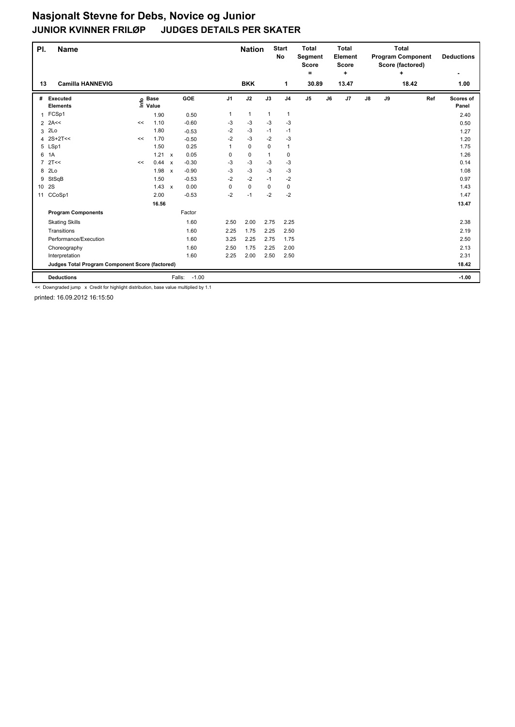# Nasjonalt Stevne for Debs, Novice og Junior

## JUNIOR KVINNER FRILØP JUDGES DETAILS PER SKATER

| Pl. | Name | Nation | Start No | Total Segment Score = | Total Element Score + | Total Program Component Score (factored) + | Deductions - |
|---|---|---|---|---|---|---|---|
| 13 | Camilla HANNEVIG | BKK | 1 | 30.89 | 13.47 | 18.42 | 1.00 |

| # | Executed Elements | Info | Base Value | | GOE | J1 | J2 | J3 | J4 | J5 | J6 | J7 | J8 | J9 | Ref | Scores of Panel |
|---|---|---|---|---|---|---|---|---|---|---|---|---|---|---|---|---|
| 1 | FCSp1 | | 1.90 | | 0.50 | 1 | 1 | 1 | 1 | | | | | | | 2.40 |
| 2 | 2A<< | << | 1.10 | | -0.60 | -3 | -3 | -3 | -3 | | | | | | | 0.50 |
| 3 | 2Lo | | 1.80 | | -0.53 | -2 | -3 | -1 | -1 | | | | | | | 1.27 |
| 4 | 2S+2T<< | << | 1.70 | | -0.50 | -2 | -3 | -2 | -3 | | | | | | | 1.20 |
| 5 | LSp1 | | 1.50 | | 0.25 | 1 | 0 | 0 | 1 | | | | | | | 1.75 |
| 6 | 1A | | 1.21 | x | 0.05 | 0 | 0 | 1 | 0 | | | | | | | 1.26 |
| 7 | 2T<< | << | 0.44 | x | -0.30 | -3 | -3 | -3 | -3 | | | | | | | 0.14 |
| 8 | 2Lo | | 1.98 | x | -0.90 | -3 | -3 | -3 | -3 | | | | | | | 1.08 |
| 9 | StSqB | | 1.50 | | -0.53 | -2 | -2 | -1 | -2 | | | | | | | 0.97 |
| 10 | 2S | | 1.43 | x | 0.00 | 0 | 0 | 0 | 0 | | | | | | | 1.43 |
| 11 | CCoSp1 | | 2.00 | | -0.53 | -2 | -1 | -2 | -2 | | | | | | | 1.47 |
| | | | 16.56 | | | | | | | | | | | | | 13.47 |
| | **Program Components** | | | | Factor | | | | | | | | | | | |
| | Skating Skills | | | | 1.60 | 2.50 | 2.00 | 2.75 | 2.25 | | | | | | | 2.38 |
| | Transitions | | | | 1.60 | 2.25 | 1.75 | 2.25 | 2.50 | | | | | | | 2.19 |
| | Performance/Execution | | | | 1.60 | 3.25 | 2.25 | 2.75 | 1.75 | | | | | | | 2.50 |
| | Choreography | | | | 1.60 | 2.50 | 1.75 | 2.25 | 2.00 | | | | | | | 2.13 |
| | Interpretation | | | | 1.60 | 2.25 | 2.00 | 2.50 | 2.50 | | | | | | | 2.31 |
| | **Judges Total Program Component Score (factored)** | | | | | | | | | | | | | | | 18.42 |
| | **Deductions** | | | | Falls: -1.00 | | | | | | | | | | | -1.00 |

<< Downgraded jump x Credit for highlight distribution, base value multiplied by 1.1

printed: 16.09.2012 16:15:50